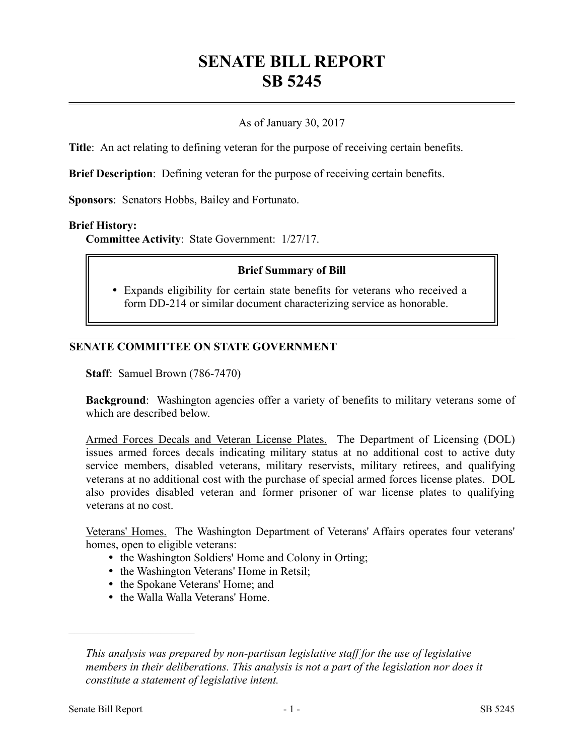# SENATE BILL REPORT
# SB 5245

As of January 30, 2017

**Title**: An act relating to defining veteran for the purpose of receiving certain benefits.

**Brief Description**: Defining veteran for the purpose of receiving certain benefits.

**Sponsors**: Senators Hobbs, Bailey and Fortunato.

**Brief History:**

**Committee Activity**: State Government: 1/27/17.

**Brief Summary of Bill**

- Expands eligibility for certain state benefits for veterans who received a form DD-214 or similar document characterizing service as honorable.

## SENATE COMMITTEE ON STATE GOVERNMENT

**Staff**: Samuel Brown (786-7470)

**Background**: Washington agencies offer a variety of benefits to military veterans some of which are described below.

Armed Forces Decals and Veteran License Plates. The Department of Licensing (DOL) issues armed forces decals indicating military status at no additional cost to active duty service members, disabled veterans, military reservists, military retirees, and qualifying veterans at no additional cost with the purchase of special armed forces license plates. DOL also provides disabled veteran and former prisoner of war license plates to qualifying veterans at no cost.

Veterans' Homes. The Washington Department of Veterans' Affairs operates four veterans' homes, open to eligible veterans:

- the Washington Soldiers' Home and Colony in Orting;
- the Washington Veterans' Home in Retsil;
- the Spokane Veterans' Home; and
- the Walla Walla Veterans' Home.

---

*This analysis was prepared by non-partisan legislative staff for the use of legislative members in their deliberations. This analysis is not a part of the legislation nor does it constitute a statement of legislative intent.*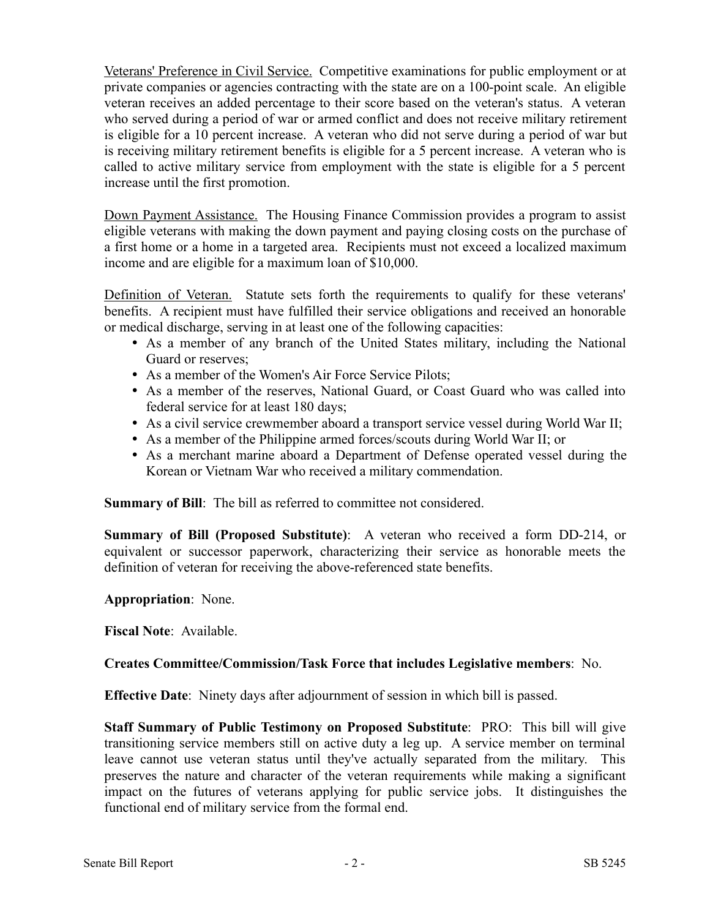Veterans' Preference in Civil Service. Competitive examinations for public employment or at private companies or agencies contracting with the state are on a 100-point scale. An eligible veteran receives an added percentage to their score based on the veteran's status. A veteran who served during a period of war or armed conflict and does not receive military retirement is eligible for a 10 percent increase. A veteran who did not serve during a period of war but is receiving military retirement benefits is eligible for a 5 percent increase. A veteran who is called to active military service from employment with the state is eligible for a 5 percent increase until the first promotion.

Down Payment Assistance. The Housing Finance Commission provides a program to assist eligible veterans with making the down payment and paying closing costs on the purchase of a first home or a home in a targeted area. Recipients must not exceed a localized maximum income and are eligible for a maximum loan of $10,000.

Definition of Veteran. Statute sets forth the requirements to qualify for these veterans' benefits. A recipient must have fulfilled their service obligations and received an honorable or medical discharge, serving in at least one of the following capacities:

- As a member of any branch of the United States military, including the National Guard or reserves;
- As a member of the Women's Air Force Service Pilots;
- As a member of the reserves, National Guard, or Coast Guard who was called into federal service for at least 180 days;
- As a civil service crewmember aboard a transport service vessel during World War II;
- As a member of the Philippine armed forces/scouts during World War II; or
- As a merchant marine aboard a Department of Defense operated vessel during the Korean or Vietnam War who received a military commendation.

**Summary of Bill**: The bill as referred to committee not considered.

**Summary of Bill (Proposed Substitute)**: A veteran who received a form DD-214, or equivalent or successor paperwork, characterizing their service as honorable meets the definition of veteran for receiving the above-referenced state benefits.

**Appropriation**: None.

**Fiscal Note**: Available.

**Creates Committee/Commission/Task Force that includes Legislative members**: No.

**Effective Date**: Ninety days after adjournment of session in which bill is passed.

**Staff Summary of Public Testimony on Proposed Substitute**: PRO: This bill will give transitioning service members still on active duty a leg up. A service member on terminal leave cannot use veteran status until they've actually separated from the military. This preserves the nature and character of the veteran requirements while making a significant impact on the futures of veterans applying for public service jobs. It distinguishes the functional end of military service from the formal end.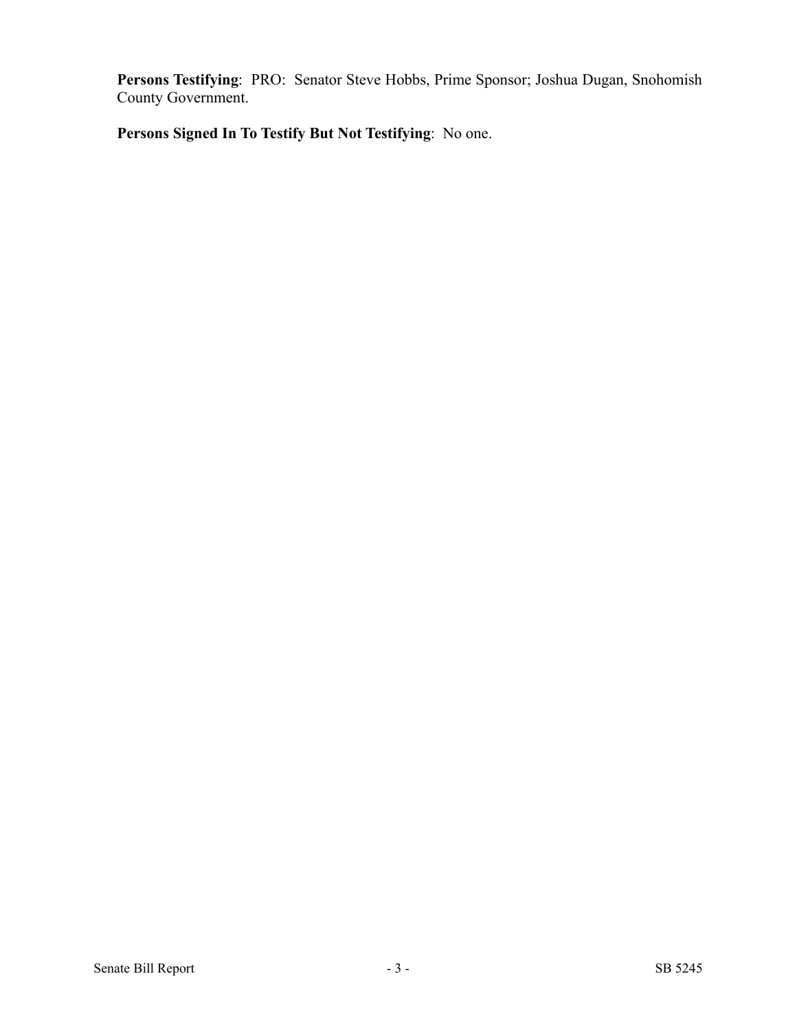**Persons Testifying**: PRO: Senator Steve Hobbs, Prime Sponsor; Joshua Dugan, Snohomish County Government.

**Persons Signed In To Testify But Not Testifying**: No one.